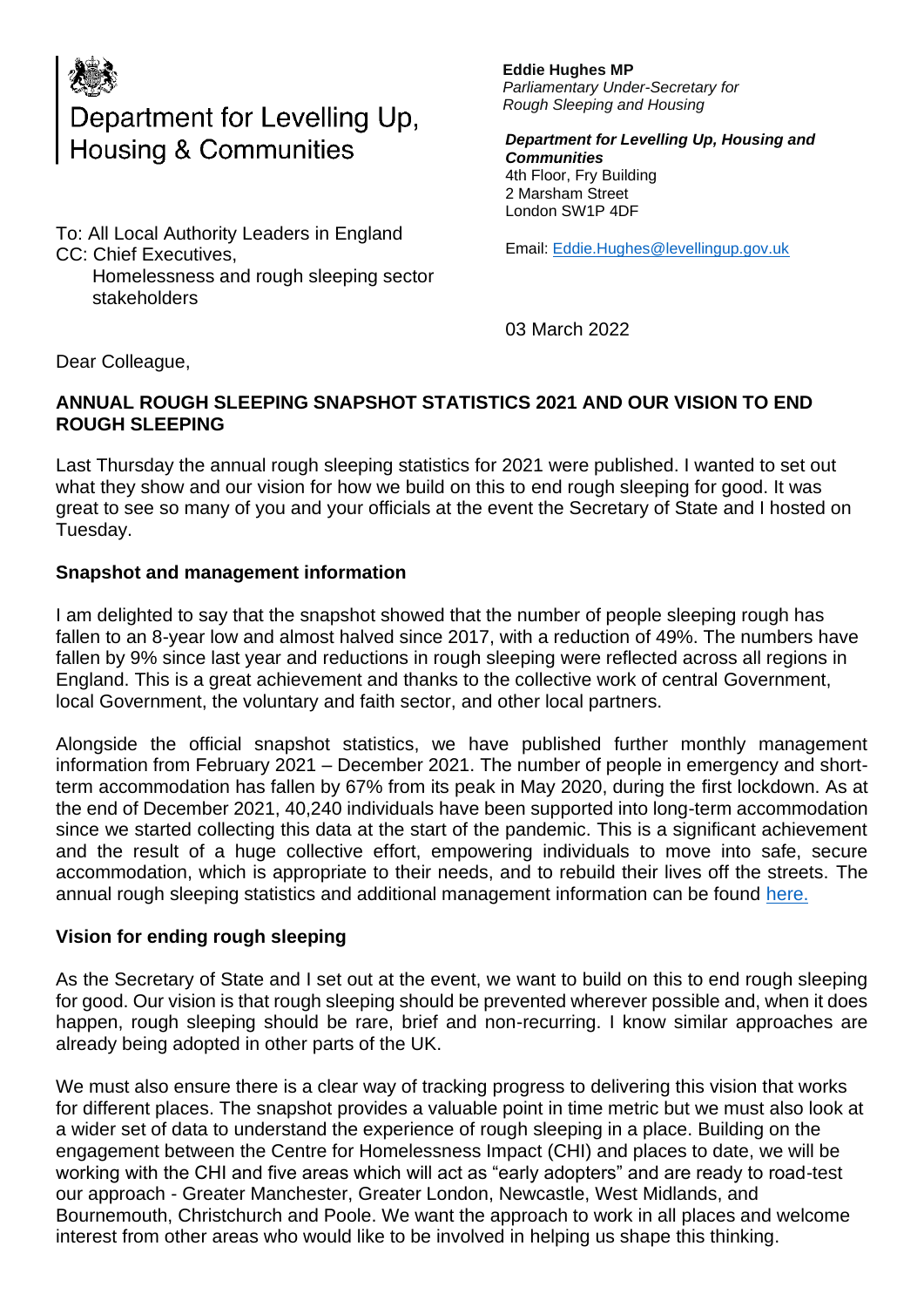Department for Levelling Up, Housing & Communities

**Eddie Hughes MP**
*Parliamentary Under-Secretary for Rough Sleeping and Housing*

***Department for Levelling Up, Housing and Communities***
4th Floor, Fry Building
2 Marsham Street
London SW1P 4DF

Email: Eddie.Hughes@levellingup.gov.uk

To: All Local Authority Leaders in England
CC: Chief Executives,
Homelessness and rough sleeping sector stakeholders

03 March 2022

Dear Colleague,

**ANNUAL ROUGH SLEEPING SNAPSHOT STATISTICS 2021 AND OUR VISION TO END ROUGH SLEEPING**

Last Thursday the annual rough sleeping statistics for 2021 were published. I wanted to set out what they show and our vision for how we build on this to end rough sleeping for good. It was great to see so many of you and your officials at the event the Secretary of State and I hosted on Tuesday.

**Snapshot and management information**

I am delighted to say that the snapshot showed that the number of people sleeping rough has fallen to an 8-year low and almost halved since 2017, with a reduction of 49%. The numbers have fallen by 9% since last year and reductions in rough sleeping were reflected across all regions in England. This is a great achievement and thanks to the collective work of central Government, local Government, the voluntary and faith sector, and other local partners.

Alongside the official snapshot statistics, we have published further monthly management information from February 2021 – December 2021. The number of people in emergency and short-term accommodation has fallen by 67% from its peak in May 2020, during the first lockdown. As at the end of December 2021, 40,240 individuals have been supported into long-term accommodation since we started collecting this data at the start of the pandemic. This is a significant achievement and the result of a huge collective effort, empowering individuals to move into safe, secure accommodation, which is appropriate to their needs, and to rebuild their lives off the streets. The annual rough sleeping statistics and additional management information can be found here.

**Vision for ending rough sleeping**

As the Secretary of State and I set out at the event, we want to build on this to end rough sleeping for good. Our vision is that rough sleeping should be prevented wherever possible and, when it does happen, rough sleeping should be rare, brief and non-recurring. I know similar approaches are already being adopted in other parts of the UK.

We must also ensure there is a clear way of tracking progress to delivering this vision that works for different places. The snapshot provides a valuable point in time metric but we must also look at a wider set of data to understand the experience of rough sleeping in a place. Building on the engagement between the Centre for Homelessness Impact (CHI) and places to date, we will be working with the CHI and five areas which will act as "early adopters" and are ready to road-test our approach - Greater Manchester, Greater London, Newcastle, West Midlands, and Bournemouth, Christchurch and Poole. We want the approach to work in all places and welcome interest from other areas who would like to be involved in helping us shape this thinking.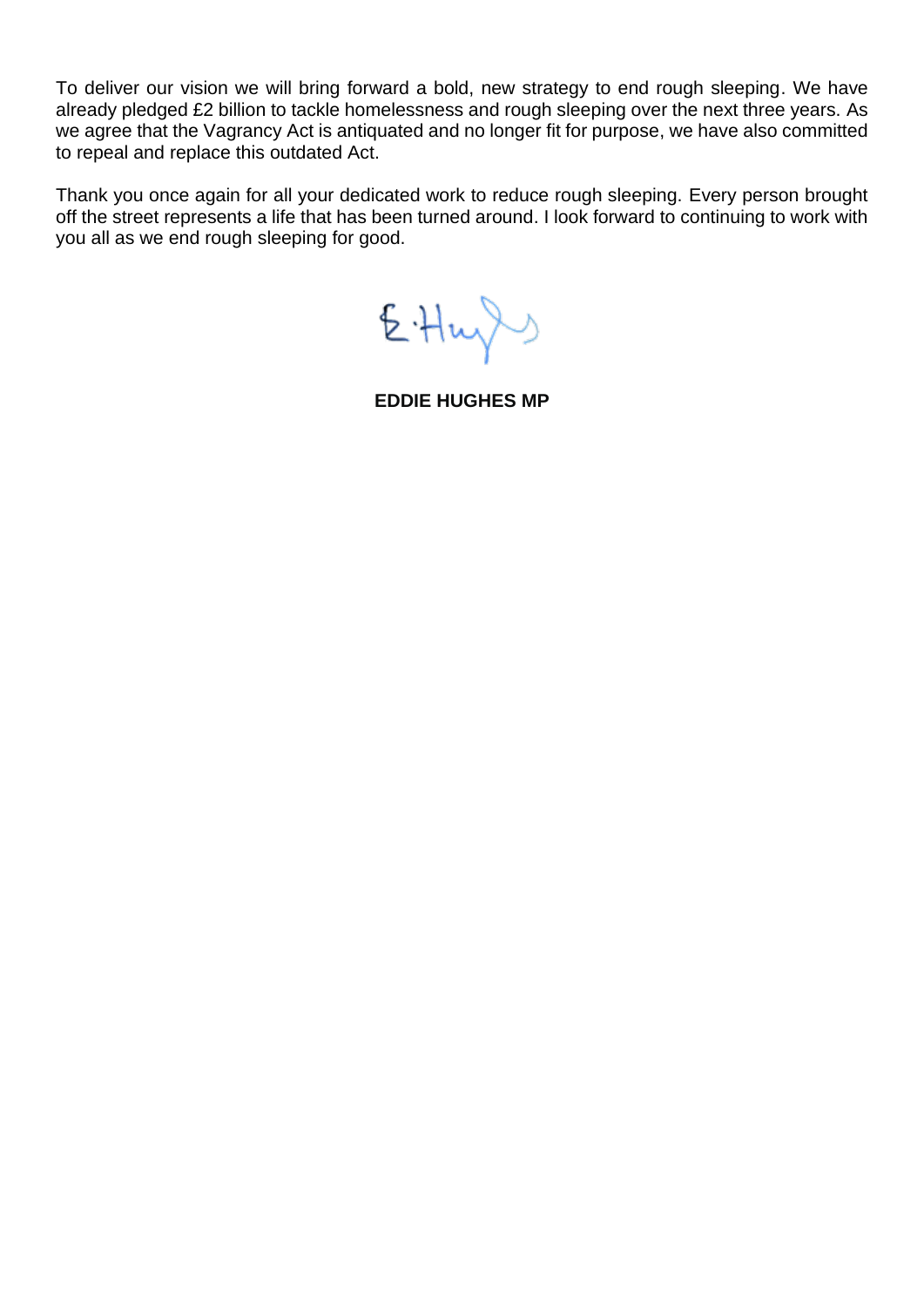To deliver our vision we will bring forward a bold, new strategy to end rough sleeping. We have already pledged £2 billion to tackle homelessness and rough sleeping over the next three years. As we agree that the Vagrancy Act is antiquated and no longer fit for purpose, we have also committed to repeal and replace this outdated Act.

Thank you once again for all your dedicated work to reduce rough sleeping. Every person brought off the street represents a life that has been turned around. I look forward to continuing to work with you all as we end rough sleeping for good.

**EDDIE HUGHES MP**